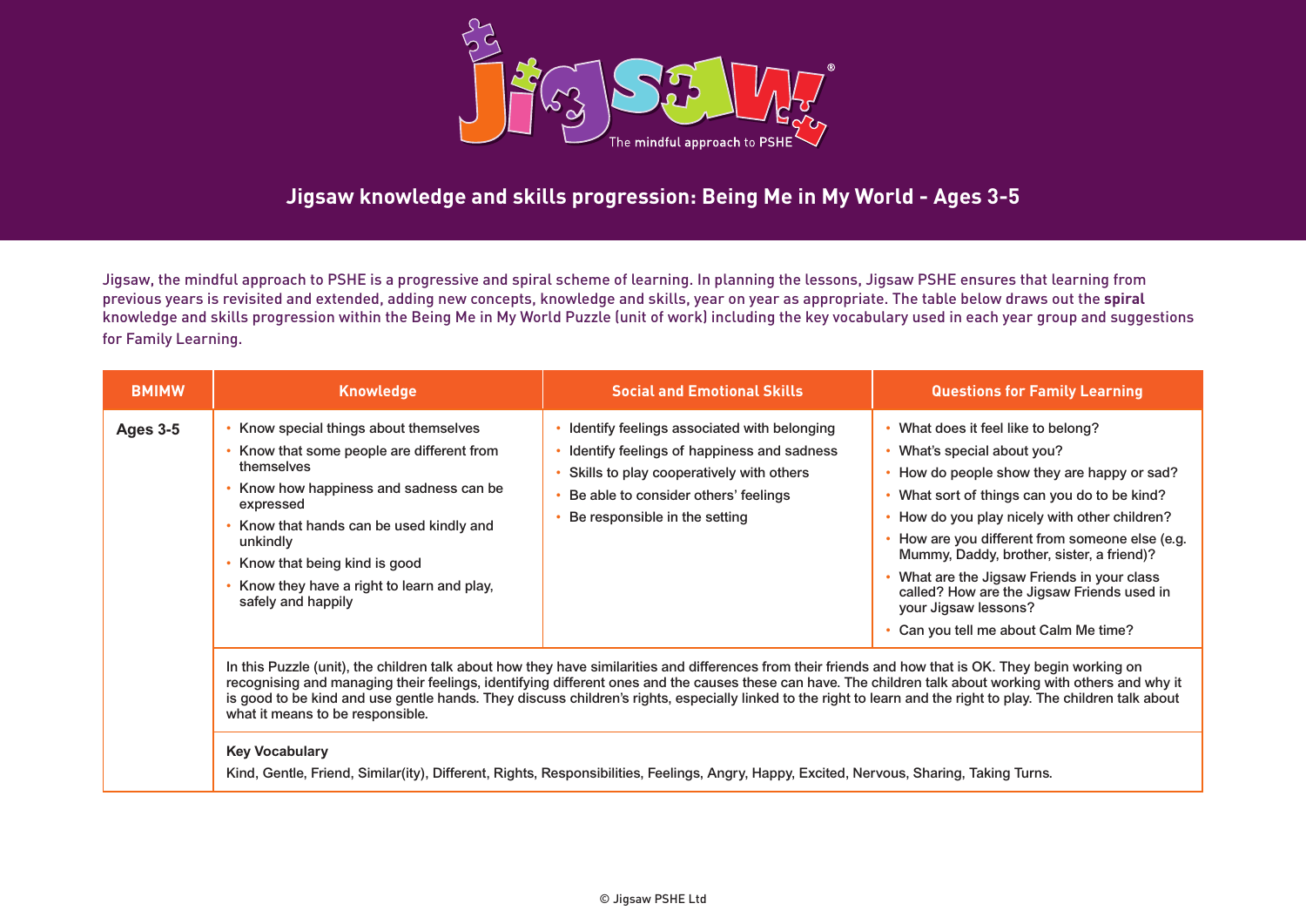# Jigsaw knowledge and skills progression: Being Me in My World - Ages 3-5

Jigsaw, the mindful approach to PSHE is a progressive and spiral scheme of learning. In planning the lessons, Jigsaw PSHE ensures that learning from previous years is revisited and extended, adding new concepts, knowledge and skills, year on year as appropriate. The table below draws out the **spiral** knowledge and skills progression within the Being Me in My World Puzzle (unit of work) including the key vocabulary used in each year group and suggestions for Family Learning.

| BMIMW | Knowledge | Social and Emotional Skills | Questions for Family Learning |
|---|---|---|---|
| **Ages 3-5** | • Know special things about themselves<br>• Know that some people are different from themselves<br>• Know how happiness and sadness can be expressed<br>• Know that hands can be used kindly and unkindly<br>• Know that being kind is good<br>• Know they have a right to learn and play, safely and happily | • Identify feelings associated with belonging<br>• Identify feelings of happiness and sadness<br>• Skills to play cooperatively with others<br>• Be able to consider others' feelings<br>• Be responsible in the setting | • What does it feel like to belong?<br>• What's special about you?<br>• How do people show they are happy or sad?<br>• What sort of things can you do to be kind?<br>• How do you play nicely with other children?<br>• How are you different from someone else (e.g. Mummy, Daddy, brother, sister, a friend)?<br>• What are the Jigsaw Friends in your class called? How are the Jigsaw Friends used in your Jigsaw lessons?<br>• Can you tell me about Calm Me time? |
| | In this Puzzle (unit), the children talk about how they have similarities and differences from their friends and how that is OK. They begin working on recognising and managing their feelings, identifying different ones and the causes these can have. The children talk about working with others and why it is good to be kind and use gentle hands. They discuss children's rights, especially linked to the right to learn and the right to play. The children talk about what it means to be responsible. | | |
| | **Key Vocabulary**<br>Kind, Gentle, Friend, Similar(ity), Different, Rights, Responsibilities, Feelings, Angry, Happy, Excited, Nervous, Sharing, Taking Turns. | | |

© Jigsaw PSHE Ltd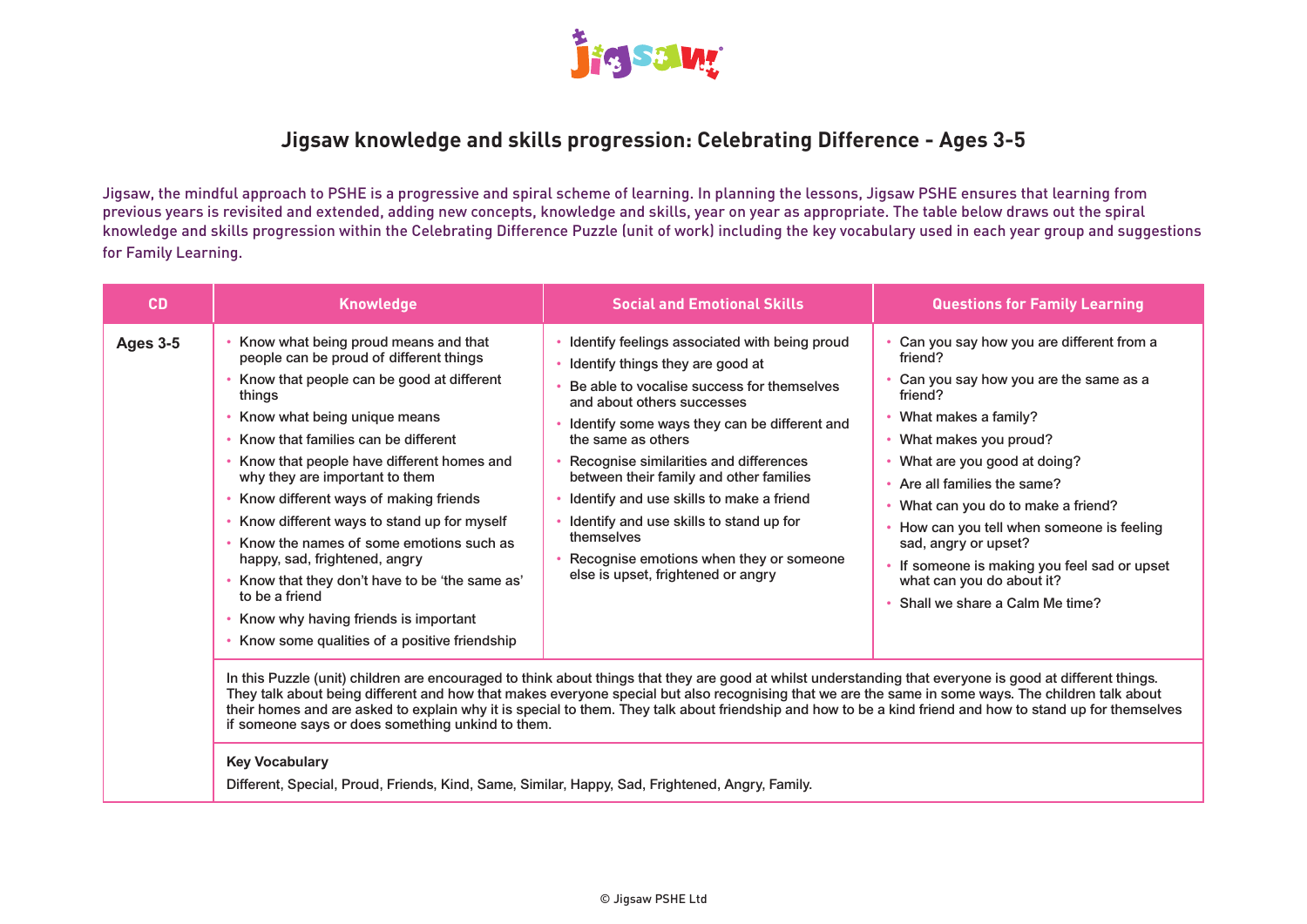# Jigsaw knowledge and skills progression: Celebrating Difference - Ages 3-5

Jigsaw, the mindful approach to PSHE is a progressive and spiral scheme of learning. In planning the lessons, Jigsaw PSHE ensures that learning from previous years is revisited and extended, adding new concepts, knowledge and skills, year on year as appropriate. The table below draws out the spiral knowledge and skills progression within the Celebrating Difference Puzzle (unit of work) including the key vocabulary used in each year group and suggestions for Family Learning.

| CD | Knowledge | Social and Emotional Skills | Questions for Family Learning |
|---|---|---|---|
| **Ages 3-5** | • Know what being proud means and that people can be proud of different things<br>• Know that people can be good at different things<br>• Know what being unique means<br>• Know that families can be different<br>• Know that people have different homes and why they are important to them<br>• Know different ways of making friends<br>• Know different ways to stand up for myself<br>• Know the names of some emotions such as happy, sad, frightened, angry<br>• Know that they don't have to be 'the same as' to be a friend<br>• Know why having friends is important<br>• Know some qualities of a positive friendship | • Identify feelings associated with being proud<br>• Identify things they are good at<br>• Be able to vocalise success for themselves and about others successes<br>• Identify some ways they can be different and the same as others<br>• Recognise similarities and differences between their family and other families<br>• Identify and use skills to make a friend<br>• Identify and use skills to stand up for themselves<br>• Recognise emotions when they or someone else is upset, frightened or angry | • Can you say how you are different from a friend?<br>• Can you say how you are the same as a friend?<br>• What makes a family?<br>• What makes you proud?<br>• What are you good at doing?<br>• Are all families the same?<br>• What can you do to make a friend?<br>• How can you tell when someone is feeling sad, angry or upset?<br>• If someone is making you feel sad or upset what can you do about it?<br>• Shall we share a Calm Me time? |
| | In this Puzzle (unit) children are encouraged to think about things that they are good at whilst understanding that everyone is good at different things. They talk about being different and how that makes everyone special but also recognising that we are the same in some ways. The children talk about their homes and are asked to explain why it is special to them. They talk about friendship and how to be a kind friend and how to stand up for themselves if someone says or does something unkind to them. | | |
| | **Key Vocabulary**<br>Different, Special, Proud, Friends, Kind, Same, Similar, Happy, Sad, Frightened, Angry, Family. | | |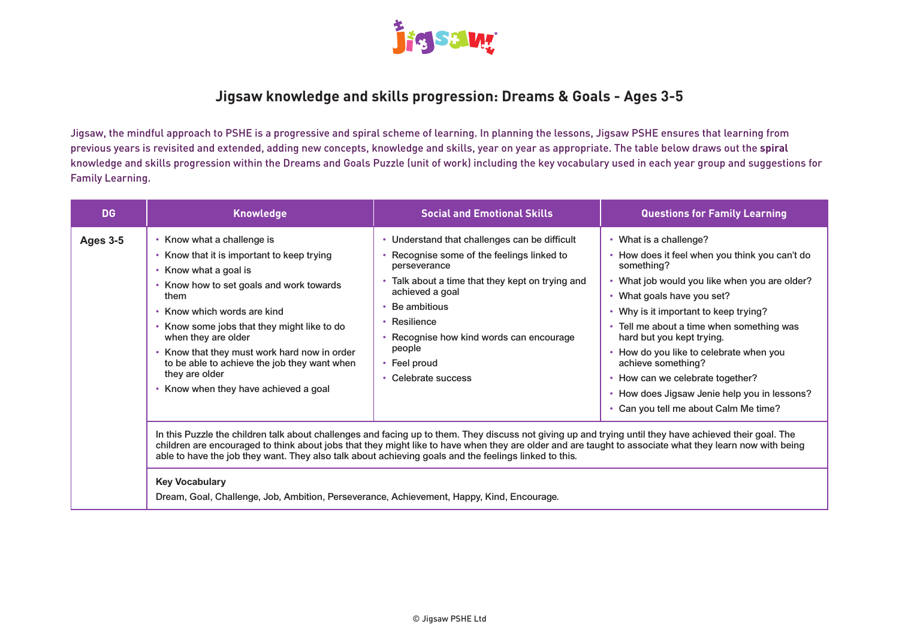# Jigsaw knowledge and skills progression: Dreams & Goals - Ages 3-5

Jigsaw, the mindful approach to PSHE is a progressive and spiral scheme of learning. In planning the lessons, Jigsaw PSHE ensures that learning from previous years is revisited and extended, adding new concepts, knowledge and skills, year on year as appropriate. The table below draws out the **spiral** knowledge and skills progression within the Dreams and Goals Puzzle (unit of work) including the key vocabulary used in each year group and suggestions for Family Learning.

| DG | Knowledge | Social and Emotional Skills | Questions for Family Learning |
|---|---|---|---|
| **Ages 3-5** | • Know what a challenge is<br>• Know that it is important to keep trying<br>• Know what a goal is<br>• Know how to set goals and work towards them<br>• Know which words are kind<br>• Know some jobs that they might like to do when they are older<br>• Know that they must work hard now in order to be able to achieve the job they want when they are older<br>• Know when they have achieved a goal | • Understand that challenges can be difficult<br>• Recognise some of the feelings linked to perseverance<br>• Talk about a time that they kept on trying and achieved a goal<br>• Be ambitious<br>• Resilience<br>• Recognise how kind words can encourage people<br>• Feel proud<br>• Celebrate success | • What is a challenge?<br>• How does it feel when you think you can't do something?<br>• What job would you like when you are older?<br>• What goals have you set?<br>• Why is it important to keep trying?<br>• Tell me about a time when something was hard but you kept trying.<br>• How do you like to celebrate when you achieve something?<br>• How can we celebrate together?<br>• How does Jigsaw Jenie help you in lessons?<br>• Can you tell me about Calm Me time? |
| | In this Puzzle the children talk about challenges and facing up to them. They discuss not giving up and trying until they have achieved their goal. The children are encouraged to think about jobs that they might like to have when they are older and are taught to associate what they learn now with being able to have the job they want. They also talk about achieving goals and the feelings linked to this. | | |
| | **Key Vocabulary**<br>Dream, Goal, Challenge, Job, Ambition, Perseverance, Achievement, Happy, Kind, Encourage. | | |

© Jigsaw PSHE Ltd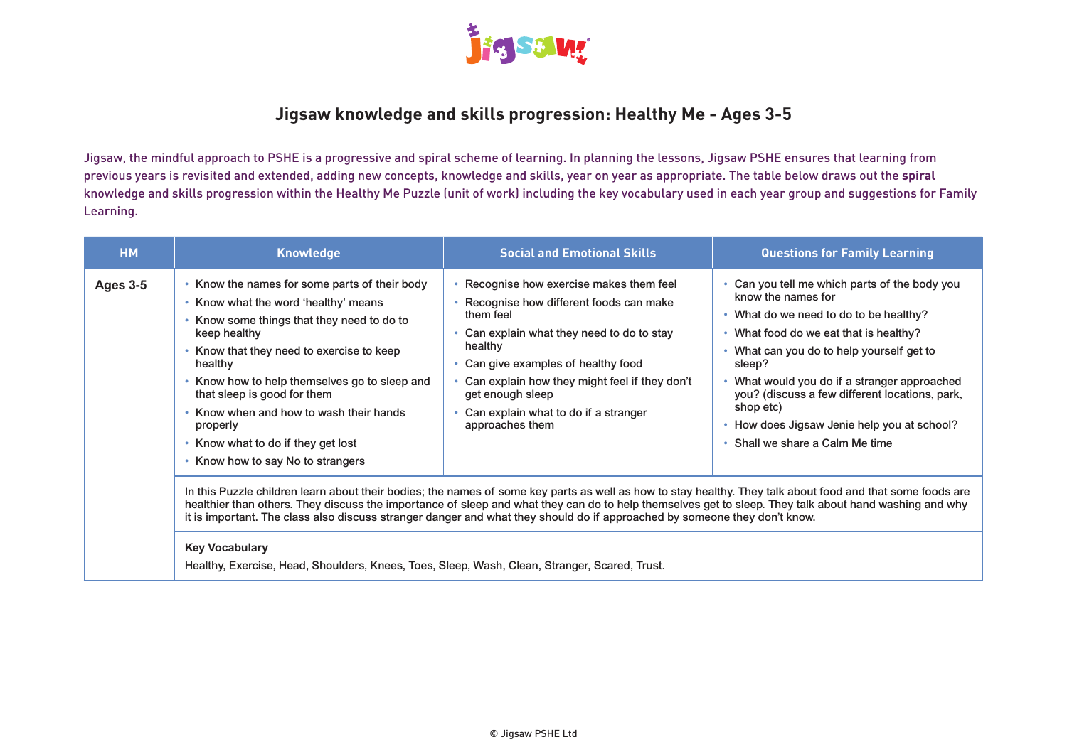# Jigsaw knowledge and skills progression: Healthy Me - Ages 3-5

Jigsaw, the mindful approach to PSHE is a progressive and spiral scheme of learning. In planning the lessons, Jigsaw PSHE ensures that learning from previous years is revisited and extended, adding new concepts, knowledge and skills, year on year as appropriate. The table below draws out the **spiral** knowledge and skills progression within the Healthy Me Puzzle (unit of work) including the key vocabulary used in each year group and suggestions for Family Learning.

| HM | Knowledge | Social and Emotional Skills | Questions for Family Learning |
|---|---|---|---|
| **Ages 3-5** | • Know the names for some parts of their body<br>• Know what the word 'healthy' means<br>• Know some things that they need to do to keep healthy<br>• Know that they need to exercise to keep healthy<br>• Know how to help themselves go to sleep and that sleep is good for them<br>• Know when and how to wash their hands properly<br>• Know what to do if they get lost<br>• Know how to say No to strangers | • Recognise how exercise makes them feel<br>• Recognise how different foods can make them feel<br>• Can explain what they need to do to stay healthy<br>• Can give examples of healthy food<br>• Can explain how they might feel if they don't get enough sleep<br>• Can explain what to do if a stranger approaches them | • Can you tell me which parts of the body you know the names for<br>• What do we need to do to be healthy?<br>• What food do we eat that is healthy?<br>• What can you do to help yourself get to sleep?<br>• What would you do if a stranger approached you? (discuss a few different locations, park, shop etc)<br>• How does Jigsaw Jenie help you at school?<br>• Shall we share a Calm Me time |
| | In this Puzzle children learn about their bodies; the names of some key parts as well as how to stay healthy. They talk about food and that some foods are healthier than others. They discuss the importance of sleep and what they can do to help themselves get to sleep. They talk about hand washing and why it is important. The class also discuss stranger danger and what they should do if approached by someone they don't know. | | |
| | **Key Vocabulary**<br>Healthy, Exercise, Head, Shoulders, Knees, Toes, Sleep, Wash, Clean, Stranger, Scared, Trust. | | |

© Jigsaw PSHE Ltd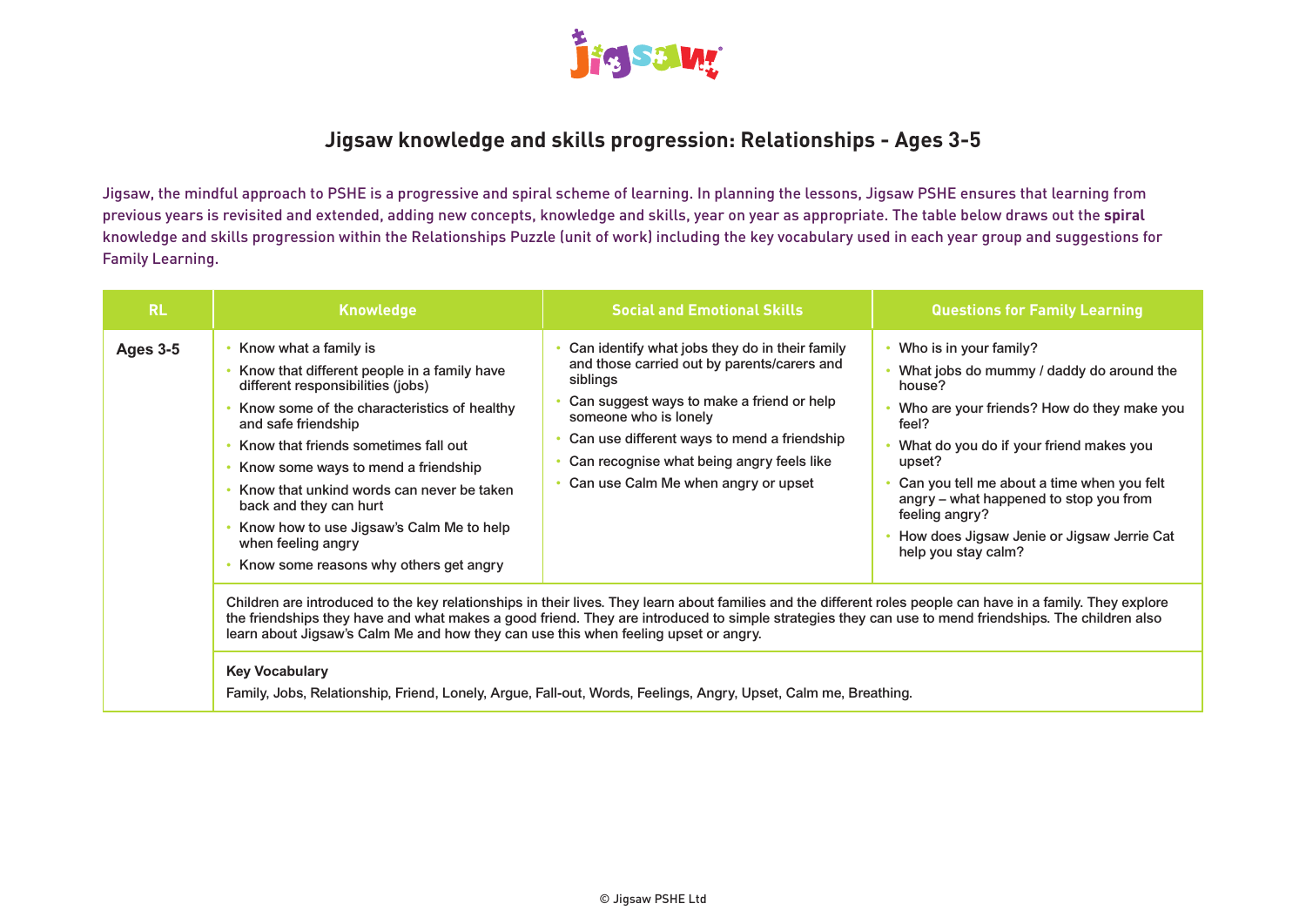# Jigsaw knowledge and skills progression: Relationships - Ages 3-5

Jigsaw, the mindful approach to PSHE is a progressive and spiral scheme of learning. In planning the lessons, Jigsaw PSHE ensures that learning from previous years is revisited and extended, adding new concepts, knowledge and skills, year on year as appropriate. The table below draws out the **spiral** knowledge and skills progression within the Relationships Puzzle (unit of work) including the key vocabulary used in each year group and suggestions for Family Learning.

| RL | Knowledge | Social and Emotional Skills | Questions for Family Learning |
|---|---|---|---|
| **Ages 3-5** | • Know what a family is<br>• Know that different people in a family have different responsibilities (jobs)<br>• Know some of the characteristics of healthy and safe friendship<br>• Know that friends sometimes fall out<br>• Know some ways to mend a friendship<br>• Know that unkind words can never be taken back and they can hurt<br>• Know how to use Jigsaw's Calm Me to help when feeling angry<br>• Know some reasons why others get angry | • Can identify what jobs they do in their family and those carried out by parents/carers and siblings<br>• Can suggest ways to make a friend or help someone who is lonely<br>• Can use different ways to mend a friendship<br>• Can recognise what being angry feels like<br>• Can use Calm Me when angry or upset | • Who is in your family?<br>• What jobs do mummy / daddy do around the house?<br>• Who are your friends? How do they make you feel?<br>• What do you do if your friend makes you upset?<br>• Can you tell me about a time when you felt angry – what happened to stop you from feeling angry?<br>• How does Jigsaw Jenie or Jigsaw Jerrie Cat help you stay calm? |
| | Children are introduced to the key relationships in their lives. They learn about families and the different roles people can have in a family. They explore the friendships they have and what makes a good friend. They are introduced to simple strategies they can use to mend friendships. The children also learn about Jigsaw's Calm Me and how they can use this when feeling upset or angry. | | |
| | **Key Vocabulary**<br>Family, Jobs, Relationship, Friend, Lonely, Argue, Fall-out, Words, Feelings, Angry, Upset, Calm me, Breathing. | | |

© Jigsaw PSHE Ltd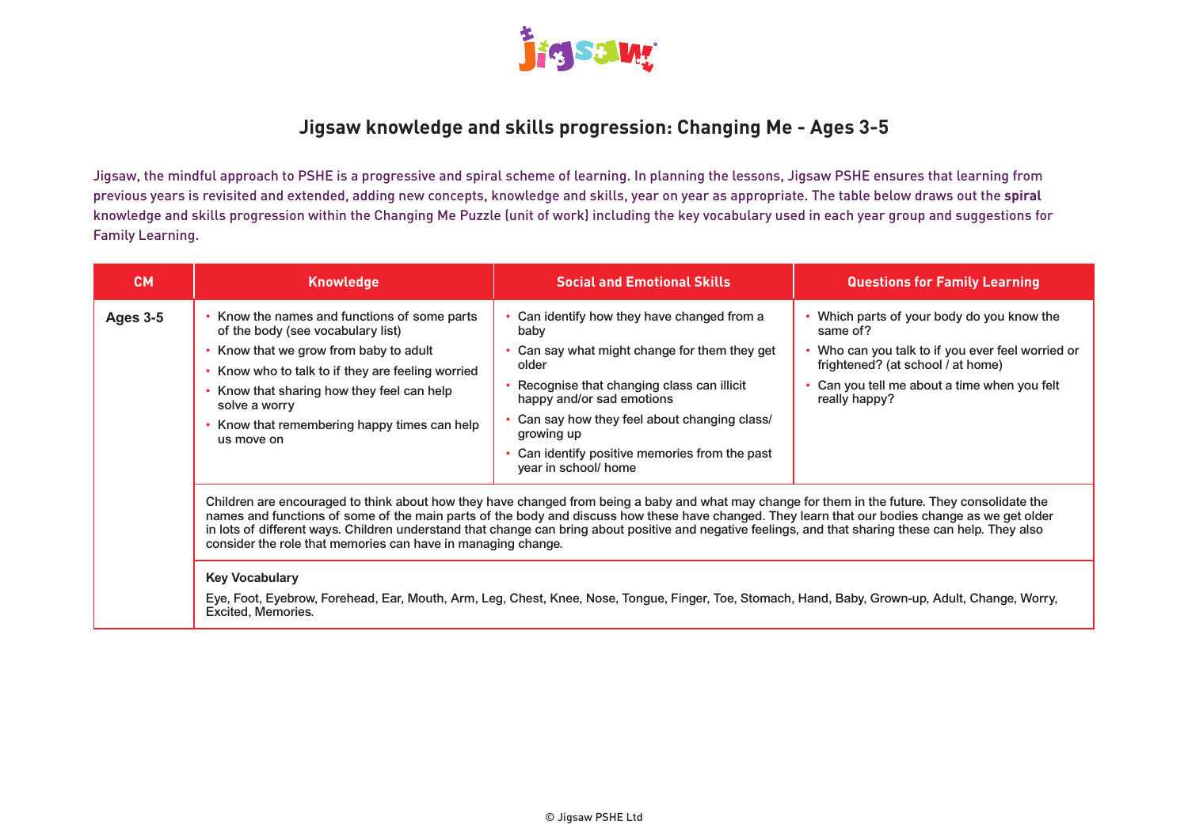# Jigsaw knowledge and skills progression: Changing Me - Ages 3-5

Jigsaw, the mindful approach to PSHE is a progressive and spiral scheme of learning. In planning the lessons, Jigsaw PSHE ensures that learning from previous years is revisited and extended, adding new concepts, knowledge and skills, year on year as appropriate. The table below draws out the **spiral** knowledge and skills progression within the Changing Me Puzzle (unit of work) including the key vocabulary used in each year group and suggestions for Family Learning.

| CM | Knowledge | Social and Emotional Skills | Questions for Family Learning |
|---|---|---|---|
| **Ages 3-5** | • Know the names and functions of some parts of the body (see vocabulary list)<br>• Know that we grow from baby to adult<br>• Know who to talk to if they are feeling worried<br>• Know that sharing how they feel can help solve a worry<br>• Know that remembering happy times can help us move on | • Can identify how they have changed from a baby<br>• Can say what might change for them they get older<br>• Recognise that changing class can illicit happy and/or sad emotions<br>• Can say how they feel about changing class/ growing up<br>• Can identify positive memories from the past year in school/ home | • Which parts of your body do you know the same of?<br>• Who can you talk to if you ever feel worried or frightened? (at school / at home)<br>• Can you tell me about a time when you felt really happy? |
| | Children are encouraged to think about how they have changed from being a baby and what may change for them in the future. They consolidate the names and functions of some of the main parts of the body and discuss how these have changed. They learn that our bodies change as we get older in lots of different ways. Children understand that change can bring about positive and negative feelings, and that sharing these can help. They also consider the role that memories can have in managing change. | | |
| | **Key Vocabulary**<br>Eye, Foot, Eyebrow, Forehead, Ear, Mouth, Arm, Leg, Chest, Knee, Nose, Tongue, Finger, Toe, Stomach, Hand, Baby, Grown-up, Adult, Change, Worry, Excited, Memories. | | |

© Jigsaw PSHE Ltd